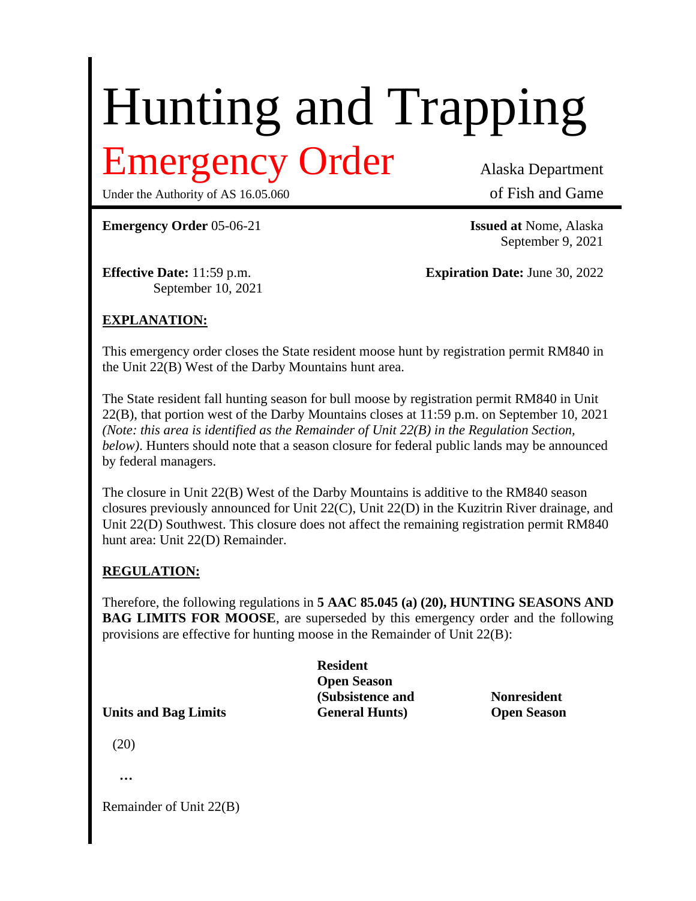# Hunting and Trapping

## Emergency Order

Under the Authority of AS 16.05.060

Alaska Department of Fish and Game

**Emergency Order** 05-06-21

**Issued at** Nome, Alaska
September 9, 2021

**Effective Date:** 11:59 p.m.
September 10, 2021

**Expiration Date:** June 30, 2022

**EXPLANATION:**

This emergency order closes the State resident moose hunt by registration permit RM840 in the Unit 22(B) West of the Darby Mountains hunt area.

The State resident fall hunting season for bull moose by registration permit RM840 in Unit 22(B), that portion west of the Darby Mountains closes at 11:59 p.m. on September 10, 2021 *(Note: this area is identified as the Remainder of Unit 22(B) in the Regulation Section, below)*. Hunters should note that a season closure for federal public lands may be announced by federal managers.

The closure in Unit 22(B) West of the Darby Mountains is additive to the RM840 season closures previously announced for Unit 22(C), Unit 22(D) in the Kuzitrin River drainage, and Unit 22(D) Southwest. This closure does not affect the remaining registration permit RM840 hunt area: Unit 22(D) Remainder.

**REGULATION:**

Therefore, the following regulations in **5 AAC 85.045 (a) (20), HUNTING SEASONS AND BAG LIMITS FOR MOOSE**, are superseded by this emergency order and the following provisions are effective for hunting moose in the Remainder of Unit 22(B):

| Units and Bag Limits | Resident Open Season (Subsistence and General Hunts) | Nonresident Open Season |
|---|---|---|
| (20) | | |
| ... | | |
| Remainder of Unit 22(B) | | |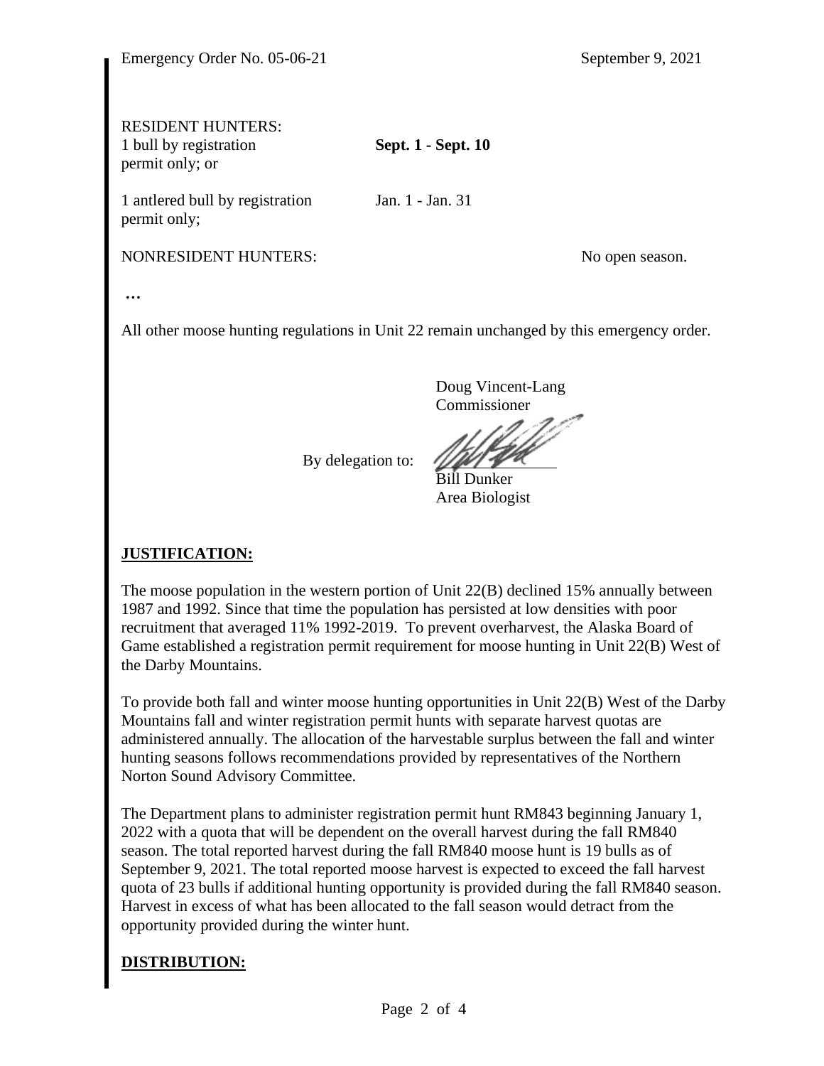RESIDENT HUNTERS:

| | |
|---|---|
| 1 bull by registration permit only; or | **Sept. 1 - Sept. 10** |
| 1 antlered bull by registration permit only; | Jan. 1 - Jan. 31 |

NONRESIDENT HUNTERS: No open season.

…

All other moose hunting regulations in Unit 22 remain unchanged by this emergency order.

Doug Vincent-Lang
Commissioner

By delegation to:

Bill Dunker
Area Biologist

## **JUSTIFICATION:**

The moose population in the western portion of Unit 22(B) declined 15% annually between 1987 and 1992. Since that time the population has persisted at low densities with poor recruitment that averaged 11% 1992-2019. To prevent overharvest, the Alaska Board of Game established a registration permit requirement for moose hunting in Unit 22(B) West of the Darby Mountains.

To provide both fall and winter moose hunting opportunities in Unit 22(B) West of the Darby Mountains fall and winter registration permit hunts with separate harvest quotas are administered annually. The allocation of the harvestable surplus between the fall and winter hunting seasons follows recommendations provided by representatives of the Northern Norton Sound Advisory Committee.

The Department plans to administer registration permit hunt RM843 beginning January 1, 2022 with a quota that will be dependent on the overall harvest during the fall RM840 season. The total reported harvest during the fall RM840 moose hunt is 19 bulls as of September 9, 2021. The total reported moose harvest is expected to exceed the fall harvest quota of 23 bulls if additional hunting opportunity is provided during the fall RM840 season. Harvest in excess of what has been allocated to the fall season would detract from the opportunity provided during the winter hunt.

## **DISTRIBUTION:**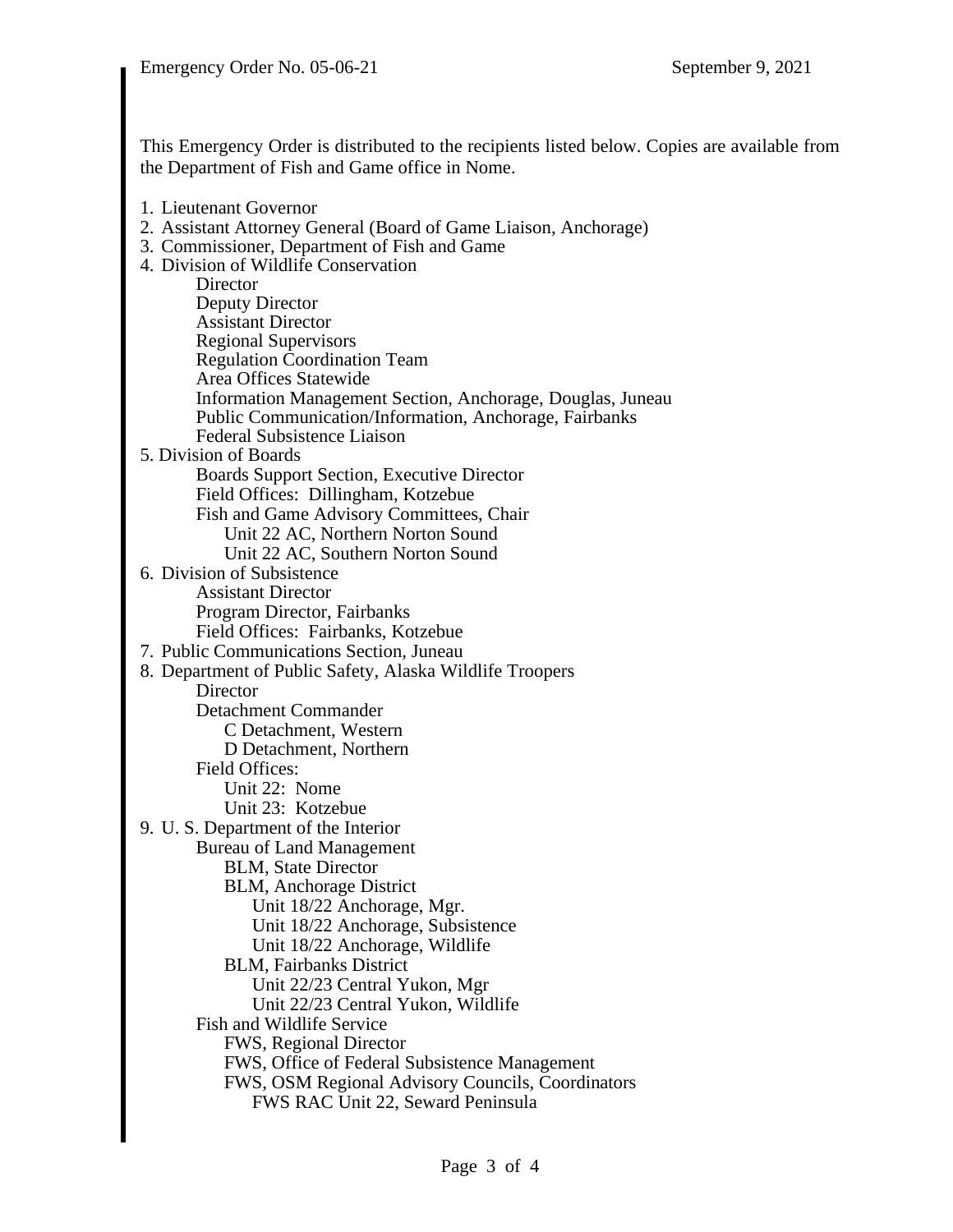This Emergency Order is distributed to the recipients listed below. Copies are available from the Department of Fish and Game office in Nome.

1. Lieutenant Governor
2. Assistant Attorney General (Board of Game Liaison, Anchorage)
3. Commissioner, Department of Fish and Game
4. Division of Wildlife Conservation
    - Director
    - Deputy Director
    - Assistant Director
    - Regional Supervisors
    - Regulation Coordination Team
    - Area Offices Statewide
    - Information Management Section, Anchorage, Douglas, Juneau
    - Public Communication/Information, Anchorage, Fairbanks
    - Federal Subsistence Liaison
5. Division of Boards
    - Boards Support Section, Executive Director
    - Field Offices: Dillingham, Kotzebue
    - Fish and Game Advisory Committees, Chair
        - Unit 22 AC, Northern Norton Sound
        - Unit 22 AC, Southern Norton Sound
6. Division of Subsistence
    - Assistant Director
    - Program Director, Fairbanks
    - Field Offices: Fairbanks, Kotzebue
7. Public Communications Section, Juneau
8. Department of Public Safety, Alaska Wildlife Troopers
    - Director
    - Detachment Commander
        - C Detachment, Western
        - D Detachment, Northern
    - Field Offices:
        - Unit 22: Nome
        - Unit 23: Kotzebue
9. U. S. Department of the Interior
    - Bureau of Land Management
        - BLM, State Director
        - BLM, Anchorage District
            - Unit 18/22 Anchorage, Mgr.
            - Unit 18/22 Anchorage, Subsistence
            - Unit 18/22 Anchorage, Wildlife
        - BLM, Fairbanks District
            - Unit 22/23 Central Yukon, Mgr
            - Unit 22/23 Central Yukon, Wildlife
    - Fish and Wildlife Service
        - FWS, Regional Director
        - FWS, Office of Federal Subsistence Management
        - FWS, OSM Regional Advisory Councils, Coordinators
            - FWS RAC Unit 22, Seward Peninsula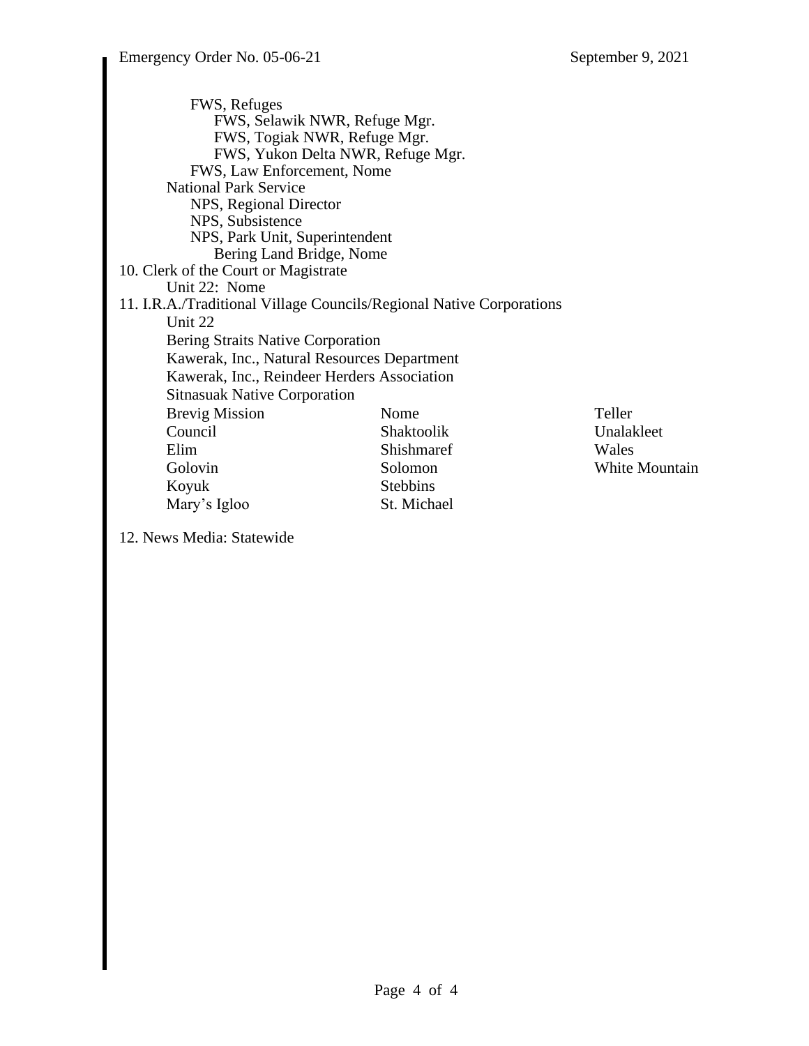- FWS, Refuges
  - FWS, Selawik NWR, Refuge Mgr.
  - FWS, Togiak NWR, Refuge Mgr.
  - FWS, Yukon Delta NWR, Refuge Mgr.
- FWS, Law Enforcement, Nome

National Park Service

- NPS, Regional Director
- NPS, Subsistence
- NPS, Park Unit, Superintendent
  - Bering Land Bridge, Nome

10. Clerk of the Court or Magistrate

    Unit 22: Nome

11. I.R.A./Traditional Village Councils/Regional Native Corporations

    Unit 22

    Bering Straits Native Corporation

    Kawerak, Inc., Natural Resources Department

    Kawerak, Inc., Reindeer Herders Association

    Sitnasuak Native Corporation

| | | |
|---|---|---|
| Brevig Mission | Nome | Teller |
| Council | Shaktoolik | Unalakleet |
| Elim | Shishmaref | Wales |
| Golovin | Solomon | White Mountain |
| Koyuk | Stebbins | |
| Mary's Igloo | St. Michael | |

12. News Media: Statewide